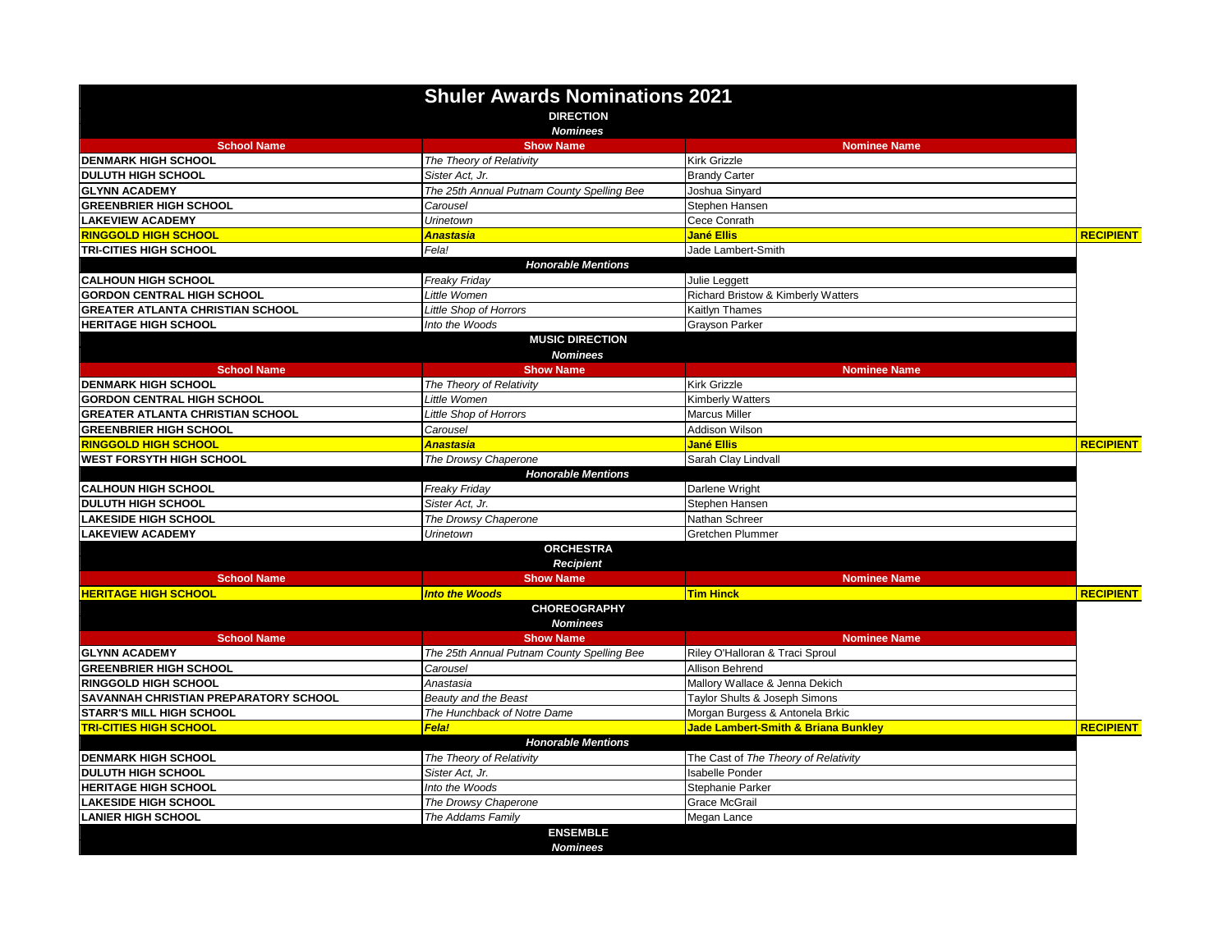# Shuler Awards Nominations 2021

## DIRECTION

*Nominees*

| School Name | Show Name | Nominee Name | |
|---|---|---|---|
| DENMARK HIGH SCHOOL | *The Theory of Relativity* | Kirk Grizzle | |
| DULUTH HIGH SCHOOL | *Sister Act, Jr.* | Brandy Carter | |
| GLYNN ACADEMY | *The 25th Annual Putnam County Spelling Bee* | Joshua Sinyard | |
| GREENBRIER HIGH SCHOOL | *Carousel* | Stephen Hansen | |
| LAKEVIEW ACADEMY | *Urinetown* | Cece Conrath | |
| **RINGGOLD HIGH SCHOOL** | ***Anastasia*** | **Jané Ellis** | **RECIPIENT** |
| TRI-CITIES HIGH SCHOOL | *Fela!* | Jade Lambert-Smith | |

*Honorable Mentions*

| School Name | Show Name | Nominee Name |
|---|---|---|
| CALHOUN HIGH SCHOOL | *Freaky Friday* | Julie Leggett |
| GORDON CENTRAL HIGH SCHOOL | *Little Women* | Richard Bristow & Kimberly Watters |
| GREATER ATLANTA CHRISTIAN SCHOOL | *Little Shop of Horrors* | Kaitlyn Thames |
| HERITAGE HIGH SCHOOL | *Into the Woods* | Grayson Parker |

## MUSIC DIRECTION

*Nominees*

| School Name | Show Name | Nominee Name | |
|---|---|---|---|
| DENMARK HIGH SCHOOL | *The Theory of Relativity* | Kirk Grizzle | |
| GORDON CENTRAL HIGH SCHOOL | *Little Women* | Kimberly Watters | |
| GREATER ATLANTA CHRISTIAN SCHOOL | *Little Shop of Horrors* | Marcus Miller | |
| GREENBRIER HIGH SCHOOL | *Carousel* | Addison Wilson | |
| **RINGGOLD HIGH SCHOOL** | ***Anastasia*** | **Jané Ellis** | **RECIPIENT** |
| WEST FORSYTH HIGH SCHOOL | *The Drowsy Chaperone* | Sarah Clay Lindvall | |

*Honorable Mentions*

| School Name | Show Name | Nominee Name |
|---|---|---|
| CALHOUN HIGH SCHOOL | *Freaky Friday* | Darlene Wright |
| DULUTH HIGH SCHOOL | *Sister Act, Jr.* | Stephen Hansen |
| LAKESIDE HIGH SCHOOL | *The Drowsy Chaperone* | Nathan Schreer |
| LAKEVIEW ACADEMY | *Urinetown* | Gretchen Plummer |

## ORCHESTRA

*Recipient*

| School Name | Show Name | Nominee Name | |
|---|---|---|---|
| **HERITAGE HIGH SCHOOL** | ***Into the Woods*** | **Tim Hinck** | **RECIPIENT** |

## CHOREOGRAPHY

*Nominees*

| School Name | Show Name | Nominee Name | |
|---|---|---|---|
| GLYNN ACADEMY | *The 25th Annual Putnam County Spelling Bee* | Riley O'Halloran & Traci Sproul | |
| GREENBRIER HIGH SCHOOL | *Carousel* | Allison Behrend | |
| RINGGOLD HIGH SCHOOL | *Anastasia* | Mallory Wallace & Jenna Dekich | |
| SAVANNAH CHRISTIAN PREPARATORY SCHOOL | *Beauty and the Beast* | Taylor Shults & Joseph Simons | |
| STARR'S MILL HIGH SCHOOL | *The Hunchback of Notre Dame* | Morgan Burgess & Antonela Brkic | |
| **TRI-CITIES HIGH SCHOOL** | ***Fela!*** | **Jade Lambert-Smith & Briana Bunkley** | **RECIPIENT** |

*Honorable Mentions*

| School Name | Show Name | Nominee Name |
|---|---|---|
| DENMARK HIGH SCHOOL | *The Theory of Relativity* | The Cast of *The Theory of Relativity* |
| DULUTH HIGH SCHOOL | *Sister Act, Jr.* | Isabelle Ponder |
| HERITAGE HIGH SCHOOL | *Into the Woods* | Stephanie Parker |
| LAKESIDE HIGH SCHOOL | *The Drowsy Chaperone* | Grace McGrail |
| LANIER HIGH SCHOOL | *The Addams Family* | Megan Lance |

## ENSEMBLE

*Nominees*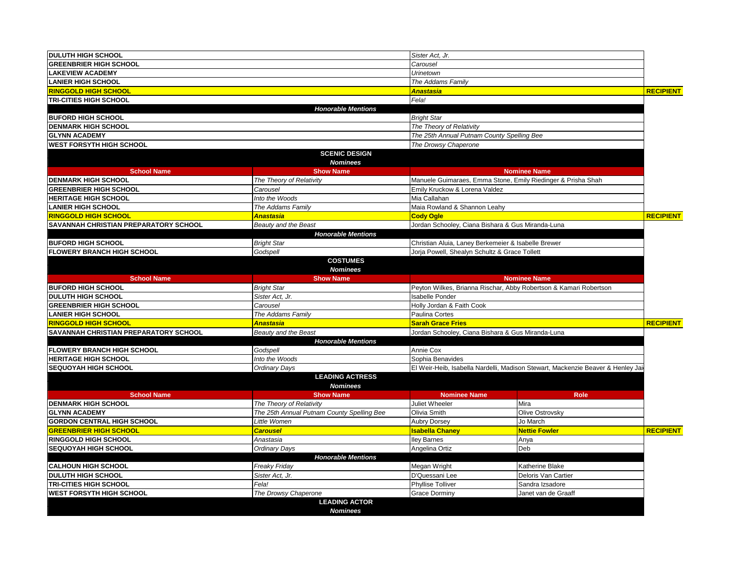| | | |
|---|---|---|
| DULUTH HIGH SCHOOL | *Sister Act, Jr.* | |
| GREENBRIER HIGH SCHOOL | *Carousel* | |
| LAKEVIEW ACADEMY | *Urinetown* | |
| LANIER HIGH SCHOOL | *The Addams Family* | |
| **RINGGOLD HIGH SCHOOL** | ***Anastasia*** | **RECIPIENT** |
| TRI-CITIES HIGH SCHOOL | *Fela!* | |
| ***Honorable Mentions*** | | |
| BUFORD HIGH SCHOOL | *Bright Star* | |
| DENMARK HIGH SCHOOL | *The Theory of Relativity* | |
| GLYNN ACADEMY | *The 25th Annual Putnam County Spelling Bee* | |
| WEST FORSYTH HIGH SCHOOL | *The Drowsy Chaperone* | |

## SCENIC DESIGN

***Nominees***

| School Name | Show Name | Nominee Name | |
|---|---|---|---|
| DENMARK HIGH SCHOOL | *The Theory of Relativity* | Manuele Guimaraes, Emma Stone, Emily Riedinger & Prisha Shah | |
| GREENBRIER HIGH SCHOOL | *Carousel* | Emily Kruckow & Lorena Valdez | |
| HERITAGE HIGH SCHOOL | *Into the Woods* | Mia Callahan | |
| LANIER HIGH SCHOOL | *The Addams Family* | Maia Rowland & Shannon Leahy | |
| **RINGGOLD HIGH SCHOOL** | ***Anastasia*** | **Cody Ogle** | **RECIPIENT** |
| SAVANNAH CHRISTIAN PREPARATORY SCHOOL | *Beauty and the Beast* | Jordan Schooley, Ciana Bishara & Gus Miranda-Luna | |
| ***Honorable Mentions*** | | | |
| BUFORD HIGH SCHOOL | *Bright Star* | Christian Aluia, Laney Berkemeier & Isabelle Brewer | |
| FLOWERY BRANCH HIGH SCHOOL | *Godspell* | Jorja Powell, Shealyn Schultz & Grace Tollett | |

## COSTUMES

***Nominees***

| School Name | Show Name | Nominee Name | |
|---|---|---|---|
| BUFORD HIGH SCHOOL | *Bright Star* | Peyton Wilkes, Brianna Rischar, Abby Robertson & Kamari Robertson | |
| DULUTH HIGH SCHOOL | *Sister Act, Jr.* | Isabelle Ponder | |
| GREENBRIER HIGH SCHOOL | *Carousel* | Holly Jordan & Faith Cook | |
| LANIER HIGH SCHOOL | *The Addams Family* | Paulina Cortes | |
| **RINGGOLD HIGH SCHOOL** | ***Anastasia*** | **Sarah Grace Fries** | **RECIPIENT** |
| SAVANNAH CHRISTIAN PREPARATORY SCHOOL | *Beauty and the Beast* | Jordan Schooley, Ciana Bishara & Gus Miranda-Luna | |
| ***Honorable Mentions*** | | | |
| FLOWERY BRANCH HIGH SCHOOL | *Godspell* | Annie Cox | |
| HERITAGE HIGH SCHOOL | *Into the Woods* | Sophia Benavides | |
| SEQUOYAH HIGH SCHOOL | *Ordinary Days* | El Weir-Heib, Isabella Nardelli, Madison Stewart, Mackenzie Beaver & Henley Jai | |

## LEADING ACTRESS

***Nominees***

| School Name | Show Name | Nominee Name | Role | |
|---|---|---|---|---|
| DENMARK HIGH SCHOOL | *The Theory of Relativity* | Juliet Wheeler | Mira | |
| GLYNN ACADEMY | *The 25th Annual Putnam County Spelling Bee* | Olivia Smith | Olive Ostrovsky | |
| GORDON CENTRAL HIGH SCHOOL | *Little Women* | Aubry Dorsey | Jo March | |
| **GREENBRIER HIGH SCHOOL** | ***Carousel*** | **Isabella Chaney** | **Nettie Fowler** | **RECIPIENT** |
| RINGGOLD HIGH SCHOOL | *Anastasia* | Iley Barnes | Anya | |
| SEQUOYAH HIGH SCHOOL | *Ordinary Days* | Angelina Ortiz | Deb | |
| ***Honorable Mentions*** | | | | |
| CALHOUN HIGH SCHOOL | *Freaky Friday* | Megan Wright | Katherine Blake | |
| DULUTH HIGH SCHOOL | *Sister Act, Jr.* | D'Quessani Lee | Deloris Van Cartier | |
| TRI-CITIES HIGH SCHOOL | *Fela!* | Phyllise Tolliver | Sandra Izsadore | |
| WEST FORSYTH HIGH SCHOOL | *The Drowsy Chaperone* | Grace Dorminy | Janet van de Graaff | |

## LEADING ACTOR

***Nominees***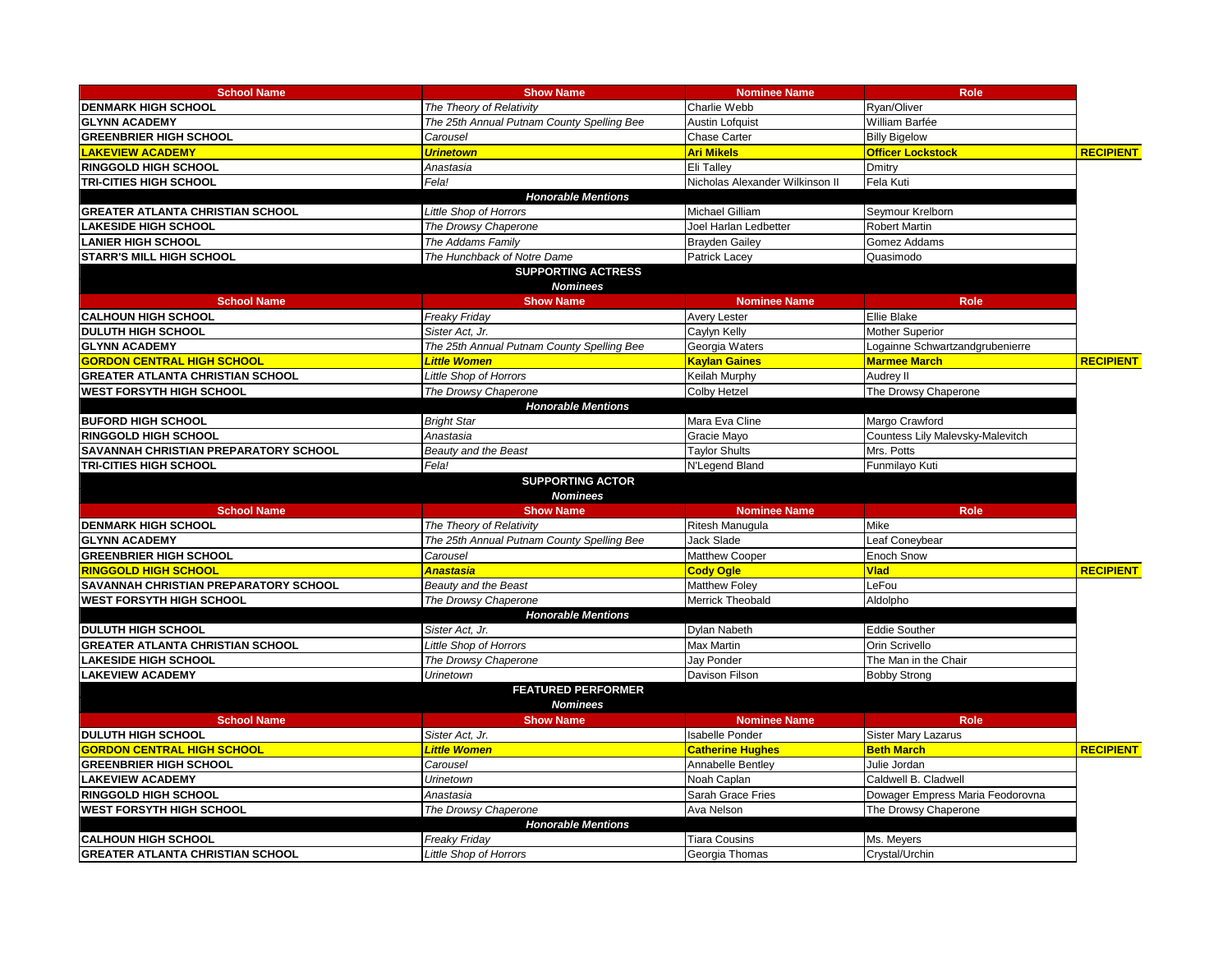| School Name | Show Name | Nominee Name | Role | |
|---|---|---|---|---|
| **DENMARK HIGH SCHOOL** | *The Theory of Relativity* | Charlie Webb | Ryan/Oliver | |
| **GLYNN ACADEMY** | *The 25th Annual Putnam County Spelling Bee* | Austin Lofquist | William Barfée | |
| **GREENBRIER HIGH SCHOOL** | *Carousel* | Chase Carter | Billy Bigelow | |
| **LAKEVIEW ACADEMY** | ***Urinetown*** | **Ari Mikels** | **Officer Lockstock** | **RECIPIENT** |
| **RINGGOLD HIGH SCHOOL** | *Anastasia* | Eli Talley | Dmitry | |
| **TRI-CITIES HIGH SCHOOL** | *Fela!* | Nicholas Alexander Wilkinson II | Fela Kuti | |
| | ***Honorable Mentions*** | | | |
| **GREATER ATLANTA CHRISTIAN SCHOOL** | *Little Shop of Horrors* | Michael Gilliam | Seymour Krelborn | |
| **LAKESIDE HIGH SCHOOL** | *The Drowsy Chaperone* | Joel Harlan Ledbetter | Robert Martin | |
| **LANIER HIGH SCHOOL** | *The Addams Family* | Brayden Gailey | Gomez Addams | |
| **STARR'S MILL HIGH SCHOOL** | *The Hunchback of Notre Dame* | Patrick Lacey | Quasimodo | |

## SUPPORTING ACTRESS

***Nominees***

| School Name | Show Name | Nominee Name | Role | |
|---|---|---|---|---|
| **CALHOUN HIGH SCHOOL** | *Freaky Friday* | Avery Lester | Ellie Blake | |
| **DULUTH HIGH SCHOOL** | *Sister Act, Jr.* | Caylyn Kelly | Mother Superior | |
| **GLYNN ACADEMY** | *The 25th Annual Putnam County Spelling Bee* | Georgia Waters | Logainne Schwartzandgrubenierre | |
| **GORDON CENTRAL HIGH SCHOOL** | ***Little Women*** | **Kaylan Gaines** | **Marmee March** | **RECIPIENT** |
| **GREATER ATLANTA CHRISTIAN SCHOOL** | *Little Shop of Horrors* | Keilah Murphy | Audrey II | |
| **WEST FORSYTH HIGH SCHOOL** | *The Drowsy Chaperone* | Colby Hetzel | The Drowsy Chaperone | |
| | ***Honorable Mentions*** | | | |
| **BUFORD HIGH SCHOOL** | *Bright Star* | Mara Eva Cline | Margo Crawford | |
| **RINGGOLD HIGH SCHOOL** | *Anastasia* | Gracie Mayo | Countess Lily Malevsky-Malevitch | |
| **SAVANNAH CHRISTIAN PREPARATORY SCHOOL** | *Beauty and the Beast* | Taylor Shults | Mrs. Potts | |
| **TRI-CITIES HIGH SCHOOL** | *Fela!* | N'Legend Bland | Funmilayo Kuti | |

## SUPPORTING ACTOR

***Nominees***

| School Name | Show Name | Nominee Name | Role | |
|---|---|---|---|---|
| **DENMARK HIGH SCHOOL** | *The Theory of Relativity* | Ritesh Manugula | Mike | |
| **GLYNN ACADEMY** | *The 25th Annual Putnam County Spelling Bee* | Jack Slade | Leaf Coneybear | |
| **GREENBRIER HIGH SCHOOL** | *Carousel* | Matthew Cooper | Enoch Snow | |
| **RINGGOLD HIGH SCHOOL** | ***Anastasia*** | **Cody Ogle** | **Vlad** | **RECIPIENT** |
| **SAVANNAH CHRISTIAN PREPARATORY SCHOOL** | *Beauty and the Beast* | Matthew Foley | LeFou | |
| **WEST FORSYTH HIGH SCHOOL** | *The Drowsy Chaperone* | Merrick Theobald | Aldolpho | |
| | ***Honorable Mentions*** | | | |
| **DULUTH HIGH SCHOOL** | *Sister Act, Jr.* | Dylan Nabeth | Eddie Souther | |
| **GREATER ATLANTA CHRISTIAN SCHOOL** | *Little Shop of Horrors* | Max Martin | Orin Scrivello | |
| **LAKESIDE HIGH SCHOOL** | *The Drowsy Chaperone* | Jay Ponder | The Man in the Chair | |
| **LAKEVIEW ACADEMY** | *Urinetown* | Davison Filson | Bobby Strong | |

## FEATURED PERFORMER

***Nominees***

| School Name | Show Name | Nominee Name | Role | |
|---|---|---|---|---|
| **DULUTH HIGH SCHOOL** | *Sister Act, Jr.* | Isabelle Ponder | Sister Mary Lazarus | |
| **GORDON CENTRAL HIGH SCHOOL** | ***Little Women*** | **Catherine Hughes** | **Beth March** | **RECIPIENT** |
| **GREENBRIER HIGH SCHOOL** | *Carousel* | Annabelle Bentley | Julie Jordan | |
| **LAKEVIEW ACADEMY** | *Urinetown* | Noah Caplan | Caldwell B. Cladwell | |
| **RINGGOLD HIGH SCHOOL** | *Anastasia* | Sarah Grace Fries | Dowager Empress Maria Feodorovna | |
| **WEST FORSYTH HIGH SCHOOL** | *The Drowsy Chaperone* | Ava Nelson | The Drowsy Chaperone | |
| | ***Honorable Mentions*** | | | |
| **CALHOUN HIGH SCHOOL** | *Freaky Friday* | Tiara Cousins | Ms. Meyers | |
| **GREATER ATLANTA CHRISTIAN SCHOOL** | *Little Shop of Horrors* | Georgia Thomas | Crystal/Urchin | |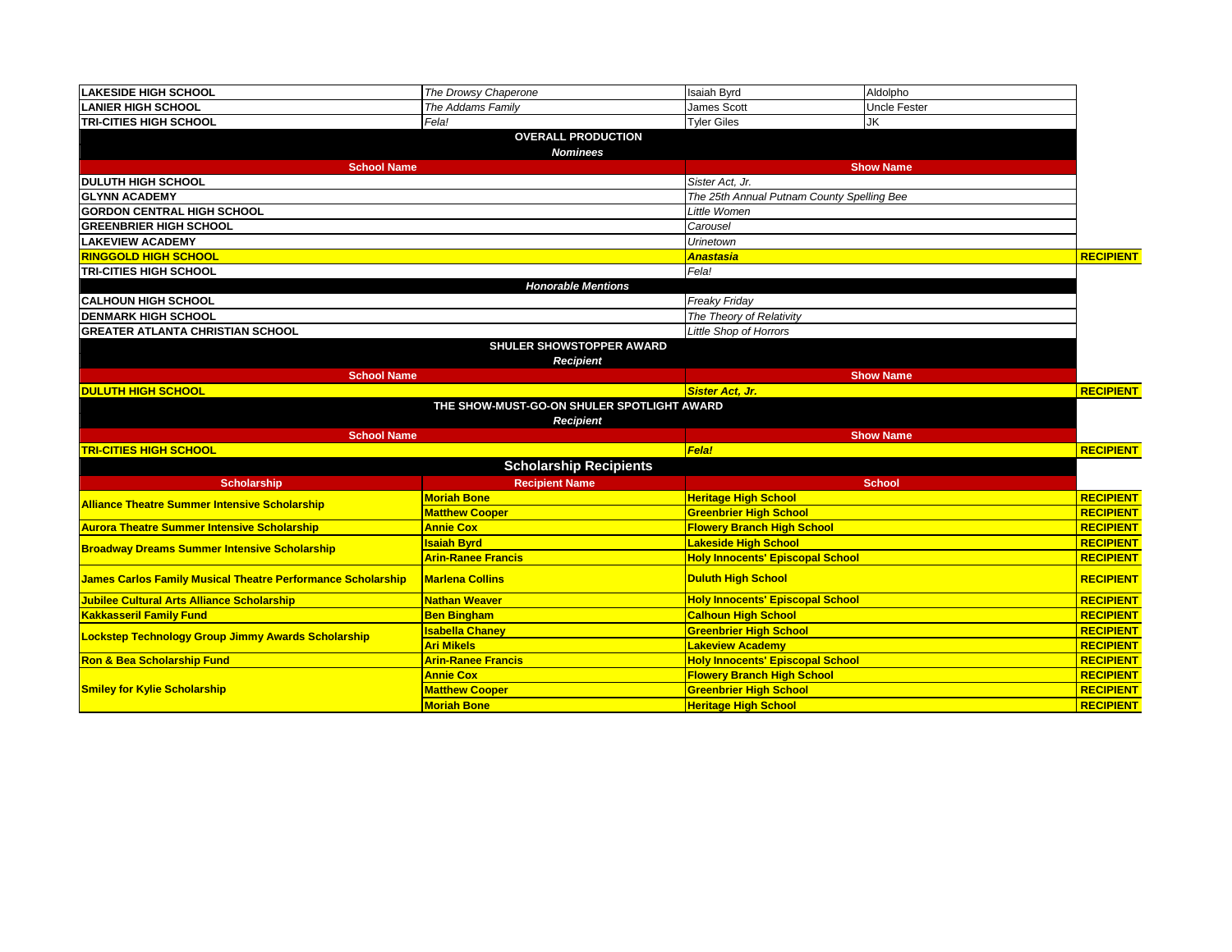| | | | | |
|---|---|---|---|---|
| LAKESIDE HIGH SCHOOL | *The Drowsy Chaperone* | Isaiah Byrd | Aldolpho | |
| LANIER HIGH SCHOOL | *The Addams Family* | James Scott | Uncle Fester | |
| TRI-CITIES HIGH SCHOOL | *Fela!* | Tyler Giles | JK | |

## OVERALL PRODUCTION

*Nominees*

| School Name | Show Name | |
|---|---|---|
| DULUTH HIGH SCHOOL | *Sister Act, Jr.* | |
| GLYNN ACADEMY | *The 25th Annual Putnam County Spelling Bee* | |
| GORDON CENTRAL HIGH SCHOOL | *Little Women* | |
| GREENBRIER HIGH SCHOOL | *Carousel* | |
| LAKEVIEW ACADEMY | *Urinetown* | |
| **RINGGOLD HIGH SCHOOL** | ***Anastasia*** | **RECIPIENT** |
| TRI-CITIES HIGH SCHOOL | *Fela!* | |

*Honorable Mentions*

| School Name | Show Name |
|---|---|
| CALHOUN HIGH SCHOOL | *Freaky Friday* |
| DENMARK HIGH SCHOOL | *The Theory of Relativity* |
| GREATER ATLANTA CHRISTIAN SCHOOL | *Little Shop of Horrors* |

## SHULER SHOWSTOPPER AWARD

*Recipient*

| School Name | Show Name | |
|---|---|---|
| **DULUTH HIGH SCHOOL** | ***Sister Act, Jr.*** | **RECIPIENT** |

## THE SHOW-MUST-GO-ON SHULER SPOTLIGHT AWARD

*Recipient*

| School Name | Show Name | |
|---|---|---|
| **TRI-CITIES HIGH SCHOOL** | ***Fela!*** | **RECIPIENT** |

## Scholarship Recipients

| Scholarship | Recipient Name | School | |
|---|---|---|---|
| **Alliance Theatre Summer Intensive Scholarship** | **Moriah Bone** | **Heritage High School** | **RECIPIENT** |
| | **Matthew Cooper** | **Greenbrier High School** | **RECIPIENT** |
| **Aurora Theatre Summer Intensive Scholarship** | **Annie Cox** | **Flowery Branch High School** | **RECIPIENT** |
| **Broadway Dreams Summer Intensive Scholarship** | **Isaiah Byrd** | **Lakeside High School** | **RECIPIENT** |
| | **Arin-Ranee Francis** | **Holy Innocents' Episcopal School** | **RECIPIENT** |
| **James Carlos Family Musical Theatre Performance Scholarship** | **Marlena Collins** | **Duluth High School** | **RECIPIENT** |
| **Jubilee Cultural Arts Alliance Scholarship** | **Nathan Weaver** | **Holy Innocents' Episcopal School** | **RECIPIENT** |
| **Kakkasseril Family Fund** | **Ben Bingham** | **Calhoun High School** | **RECIPIENT** |
| **Lockstep Technology Group Jimmy Awards Scholarship** | **Isabella Chaney** | **Greenbrier High School** | **RECIPIENT** |
| | **Ari Mikels** | **Lakeview Academy** | **RECIPIENT** |
| **Ron & Bea Scholarship Fund** | **Arin-Ranee Francis** | **Holy Innocents' Episcopal School** | **RECIPIENT** |
| **Smiley for Kylie Scholarship** | **Annie Cox** | **Flowery Branch High School** | **RECIPIENT** |
| | **Matthew Cooper** | **Greenbrier High School** | **RECIPIENT** |
| | **Moriah Bone** | **Heritage High School** | **RECIPIENT** |